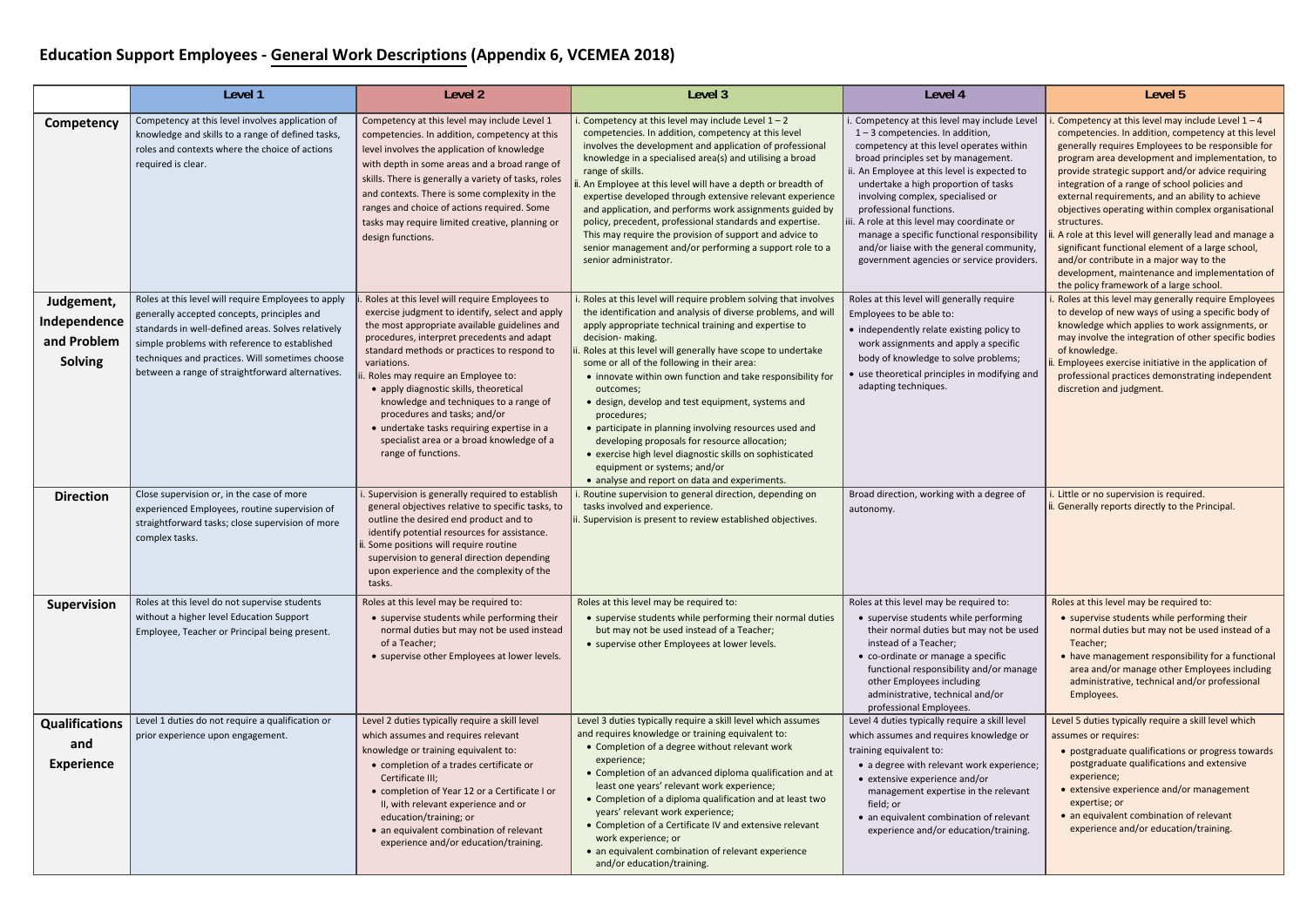# Education Support Employees - General Work Descriptions (Appendix 6, VCEMEA 2018)

| | Level 1 | Level 2 | Level 3 | Level 4 | Level 5 |
|---|---|---|---|---|---|
| **Competency** | Competency at this level involves application of knowledge and skills to a range of defined tasks, roles and contexts where the choice of actions required is clear. | Competency at this level may include Level 1 competencies. In addition, competency at this level involves the application of knowledge with depth in some areas and a broad range of skills. There is generally a variety of tasks, roles and contexts. There is some complexity in the ranges and choice of actions required. Some tasks may require limited creative, planning or design functions. | i. Competency at this level may include Level 1 – 2 competencies. In addition, competency at this level involves the development and application of professional knowledge in a specialised area(s) and utilising a broad range of skills.<br>ii. An Employee at this level will have a depth or breadth of expertise developed through extensive relevant experience and application, and performs work assignments guided by policy, precedent, professional standards and expertise. This may require the provision of support and advice to senior management and/or performing a support role to a senior administrator. | i. Competency at this level may include Level 1 – 3 competencies. In addition, competency at this level operates within broad principles set by management.<br>ii. An Employee at this level is expected to undertake a high proportion of tasks involving complex, specialised or professional functions.<br>iii. A role at this level may coordinate or manage a specific functional responsibility and/or liaise with the general community, government agencies or service providers. | i. Competency at this level may include Level 1 – 4 competencies. In addition, competency at this level generally requires Employees to be responsible for program area development and implementation, to provide strategic support and/or advice requiring integration of a range of school policies and external requirements, and an ability to achieve objectives operating within complex organisational structures.<br>ii. A role at this level will generally lead and manage a significant functional element of a large school, and/or contribute in a major way to the development, maintenance and implementation of the policy framework of a large school. |
| **Judgement, Independence and Problem Solving** | Roles at this level will require Employees to apply generally accepted concepts, principles and standards in well-defined areas. Solves relatively simple problems with reference to established techniques and practices. Will sometimes choose between a range of straightforward alternatives. | i. Roles at this level will require Employees to exercise judgment to identify, select and apply the most appropriate available guidelines and procedures, interpret precedents and adapt standard methods or practices to respond to variations.<br>ii. Roles may require an Employee to:<br>• apply diagnostic skills, theoretical knowledge and techniques to a range of procedures and tasks; and/or<br>• undertake tasks requiring expertise in a specialist area or a broad knowledge of a range of functions. | i. Roles at this level will require problem solving that involves the identification and analysis of diverse problems, and will apply appropriate technical training and expertise to decision- making.<br>ii. Roles at this level will generally have scope to undertake some or all of the following in their area:<br>• innovate within own function and take responsibility for outcomes;<br>• design, develop and test equipment, systems and procedures;<br>• participate in planning involving resources used and developing proposals for resource allocation;<br>• exercise high level diagnostic skills on sophisticated equipment or systems; and/or<br>• analyse and report on data and experiments. | Roles at this level will generally require Employees to be able to:<br>• independently relate existing policy to work assignments and apply a specific body of knowledge to solve problems;<br>• use theoretical principles in modifying and adapting techniques. | i. Roles at this level may generally require Employees to develop of new ways of using a specific body of knowledge which applies to work assignments, or may involve the integration of other specific bodies of knowledge.<br>ii. Employees exercise initiative in the application of professional practices demonstrating independent discretion and judgment. |
| **Direction** | Close supervision or, in the case of more experienced Employees, routine supervision of straightforward tasks; close supervision of more complex tasks. | i. Supervision is generally required to establish general objectives relative to specific tasks, to outline the desired end product and to identify potential resources for assistance.<br>ii. Some positions will require routine supervision to general direction depending upon experience and the complexity of the tasks. | i. Routine supervision to general direction, depending on tasks involved and experience.<br>ii. Supervision is present to review established objectives. | Broad direction, working with a degree of autonomy. | i. Little or no supervision is required.<br>ii. Generally reports directly to the Principal. |
| **Supervision** | Roles at this level do not supervise students without a higher level Education Support Employee, Teacher or Principal being present. | Roles at this level may be required to:<br>• supervise students while performing their normal duties but may not be used instead of a Teacher;<br>• supervise other Employees at lower levels. | Roles at this level may be required to:<br>• supervise students while performing their normal duties but may not be used instead of a Teacher;<br>• supervise other Employees at lower levels. | Roles at this level may be required to:<br>• supervise students while performing their normal duties but may not be used instead of a Teacher;<br>• co-ordinate or manage a specific functional responsibility and/or manage other Employees including administrative, technical and/or professional Employees. | Roles at this level may be required to:<br>• supervise students while performing their normal duties but may not be used instead of a Teacher;<br>• have management responsibility for a functional area and/or manage other Employees including administrative, technical and/or professional Employees. |
| **Qualifications and Experience** | Level 1 duties do not require a qualification or prior experience upon engagement. | Level 2 duties typically require a skill level which assumes and requires relevant knowledge or training equivalent to:<br>• completion of a trades certificate or Certificate III;<br>• completion of Year 12 or a Certificate I or II, with relevant experience and or education/training; or<br>• an equivalent combination of relevant experience and/or education/training. | Level 3 duties typically require a skill level which assumes and requires knowledge or training equivalent to:<br>• Completion of a degree without relevant work experience;<br>• Completion of an advanced diploma qualification and at least one years' relevant work experience;<br>• Completion of a diploma qualification and at least two years' relevant work experience;<br>• Completion of a Certificate IV and extensive relevant work experience; or<br>• an equivalent combination of relevant experience and/or education/training. | Level 4 duties typically require a skill level which assumes and requires knowledge or training equivalent to:<br>• a degree with relevant work experience;<br>• extensive experience and/or management expertise in the relevant field; or<br>• an equivalent combination of relevant experience and/or education/training. | Level 5 duties typically require a skill level which assumes or requires:<br>• postgraduate qualifications or progress towards postgraduate qualifications and extensive experience;<br>• extensive experience and/or management expertise; or<br>• an equivalent combination of relevant experience and/or education/training. |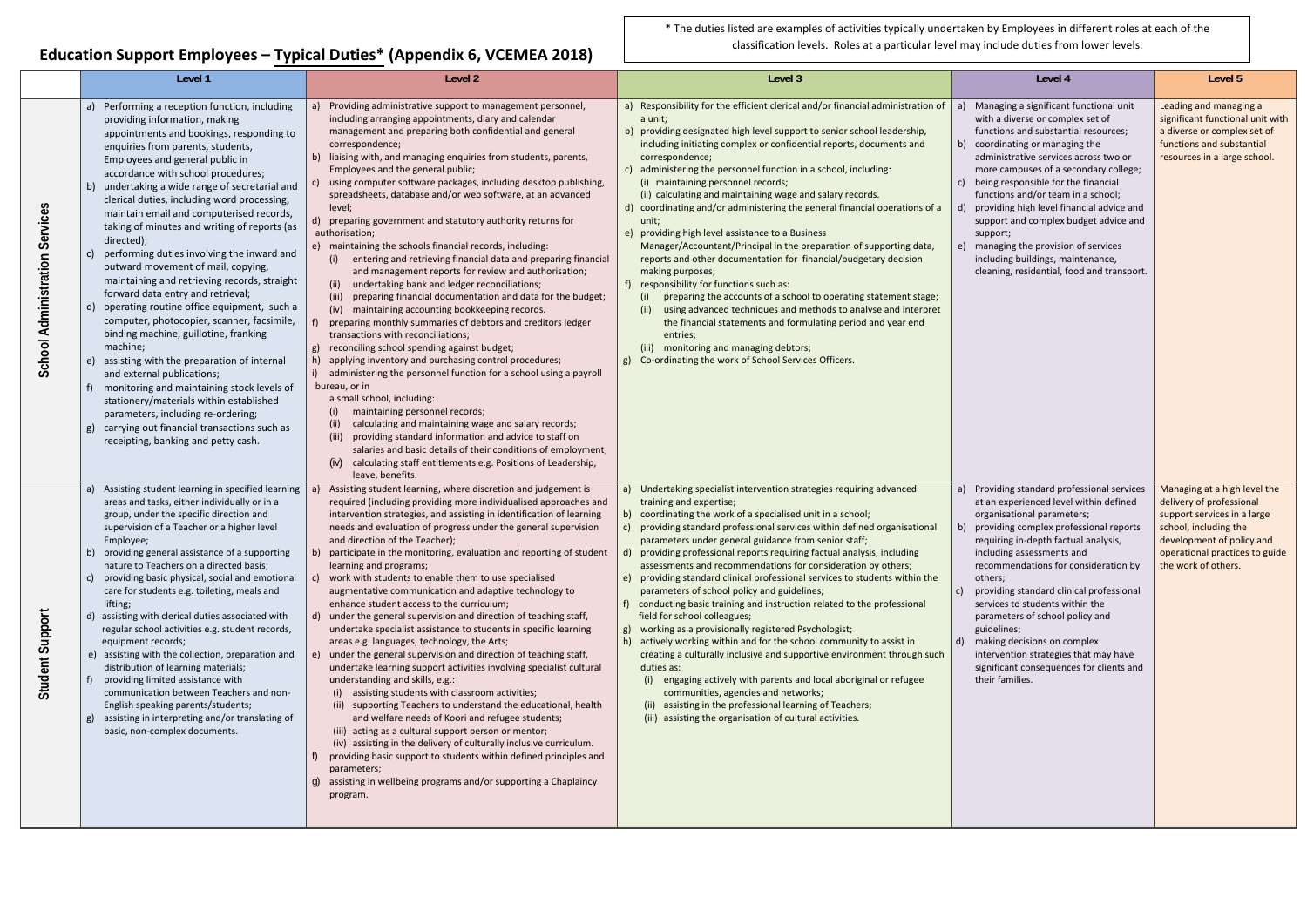# Education Support Employees – Typical Duties* (Appendix 6, VCEMEA 2018)

\* The duties listed are examples of activities typically undertaken by Employees in different roles at each of the classification levels. Roles at a particular level may include duties from lower levels.

| | Level 1 | Level 2 | Level 3 | Level 4 | Level 5 |
|---|---|---|---|---|---|
| **School Administration Services** | a) Performing a reception function, including providing information, making appointments and bookings, responding to enquiries from parents, students, Employees and general public in accordance with school procedures;<br>b) undertaking a wide range of secretarial and clerical duties, including word processing, maintain email and computerised records, taking of minutes and writing of reports (as directed);<br>c) performing duties involving the inward and outward movement of mail, copying, maintaining and retrieving records, straight forward data entry and retrieval;<br>d) operating routine office equipment, such a computer, photocopier, scanner, facsimile, binding machine, guillotine, franking machine;<br>e) assisting with the preparation of internal and external publications;<br>f) monitoring and maintaining stock levels of stationery/materials within established parameters, including re-ordering;<br>g) carrying out financial transactions such as receipting, banking and petty cash. | a) Providing administrative support to management personnel, including arranging appointments, diary and calendar management and preparing both confidential and general correspondence;<br>b) liaising with, and managing enquiries from students, parents, Employees and the general public;<br>c) using computer software packages, including desktop publishing, spreadsheets, database and/or web software, at an advanced level;<br>d) preparing government and statutory authority returns for authorisation;<br>e) maintaining the schools financial records, including:<br>(i) entering and retrieving financial data and preparing financial and management reports for review and authorisation;<br>(ii) undertaking bank and ledger reconciliations;<br>(iii) preparing financial documentation and data for the budget;<br>(iv) maintaining accounting bookkeeping records.<br>f) preparing monthly summaries of debtors and creditors ledger transactions with reconciliations;<br>g) reconciling school spending against budget;<br>h) applying inventory and purchasing control procedures;<br>i) administering the personnel function for a school using a payroll bureau, or in a small school, including:<br>(i) maintaining personnel records;<br>(ii) calculating and maintaining wage and salary records;<br>(iii) providing standard information and advice to staff on salaries and basic details of their conditions of employment;<br>(iv) calculating staff entitlements e.g. Positions of Leadership, leave, benefits. | a) Responsibility for the efficient clerical and/or financial administration of a unit;<br>b) providing designated high level support to senior school leadership, including initiating complex or confidential reports, documents and correspondence;<br>c) administering the personnel function in a school, including:<br>(i) maintaining personnel records;<br>(ii) calculating and maintaining wage and salary records.<br>d) coordinating and/or administering the general financial operations of a unit;<br>e) providing high level assistance to a Business Manager/Accountant/Principal in the preparation of supporting data, reports and other documentation for financial/budgetary decision making purposes;<br>f) responsibility for functions such as:<br>(i) preparing the accounts of a school to operating statement stage;<br>(ii) using advanced techniques and methods to analyse and interpret the financial statements and formulating period and year end entries;<br>(iii) monitoring and managing debtors;<br>g) Co-ordinating the work of School Services Officers. | a) Managing a significant functional unit with a diverse or complex set of functions and substantial resources;<br>b) coordinating or managing the administrative services across two or more campuses of a secondary college;<br>c) being responsible for the financial functions and/or team in a school;<br>d) providing high level financial advice and support and complex budget advice and support;<br>e) managing the provision of services including buildings, maintenance, cleaning, residential, food and transport. | Leading and managing a significant functional unit with a diverse or complex set of functions and substantial resources in a large school. |
| **Student Support** | a) Assisting student learning in specified learning areas and tasks, either individually or in a group, under the specific direction and supervision of a Teacher or a higher level Employee;<br>b) providing general assistance of a supporting nature to Teachers on a directed basis;<br>c) providing basic physical, social and emotional care for students e.g. toileting, meals and lifting;<br>d) assisting with clerical duties associated with regular school activities e.g. student records, equipment records;<br>e) assisting with the collection, preparation and distribution of learning materials;<br>f) providing limited assistance with communication between Teachers and non-English speaking parents/students;<br>g) assisting in interpreting and/or translating of basic, non-complex documents. | a) Assisting student learning, where discretion and judgement is required (including providing more individualised approaches and intervention strategies, and assisting in identification of learning needs and evaluation of progress under the general supervision and direction of the Teacher);<br>b) participate in the monitoring, evaluation and reporting of student learning and programs;<br>c) work with students to enable them to use specialised augmentative communication and adaptive technology to enhance student access to the curriculum;<br>d) under the general supervision and direction of teaching staff, undertake specialist assistance to students in specific learning areas e.g. languages, technology, the Arts;<br>e) under the general supervision and direction of teaching staff, undertake learning support activities involving specialist cultural understanding and skills, e.g.:<br>(i) assisting students with classroom activities;<br>(ii) supporting Teachers to understand the educational, health and welfare needs of Koori and refugee students;<br>(iii) acting as a cultural support person or mentor;<br>(iv) assisting in the delivery of culturally inclusive curriculum.<br>f) providing basic support to students within defined principles and parameters;<br>g) assisting in wellbeing programs and/or supporting a Chaplaincy program. | a) Undertaking specialist intervention strategies requiring advanced training and expertise;<br>b) coordinating the work of a specialised unit in a school;<br>c) providing standard professional services within defined organisational parameters under general guidance from senior staff;<br>d) providing professional reports requiring factual analysis, including assessments and recommendations for consideration by others;<br>e) providing standard clinical professional services to students within the parameters of school policy and guidelines;<br>f) conducting basic training and instruction related to the professional field for school colleagues;<br>g) working as a provisionally registered Psychologist;<br>h) actively working within and for the school community to assist in creating a culturally inclusive and supportive environment through such duties as:<br>(i) engaging actively with parents and local aboriginal or refugee communities, agencies and networks;<br>(ii) assisting in the professional learning of Teachers;<br>(iii) assisting the organisation of cultural activities. | a) Providing standard professional services at an experienced level within defined organisational parameters;<br>b) providing complex professional reports requiring in-depth factual analysis, including assessments and recommendations for consideration by others;<br>c) providing standard clinical professional services to students within the parameters of school policy and guidelines;<br>d) making decisions on complex intervention strategies that may have significant consequences for clients and their families. | Managing at a high level the delivery of professional support services in a large school, including the development of policy and operational practices to guide the work of others. |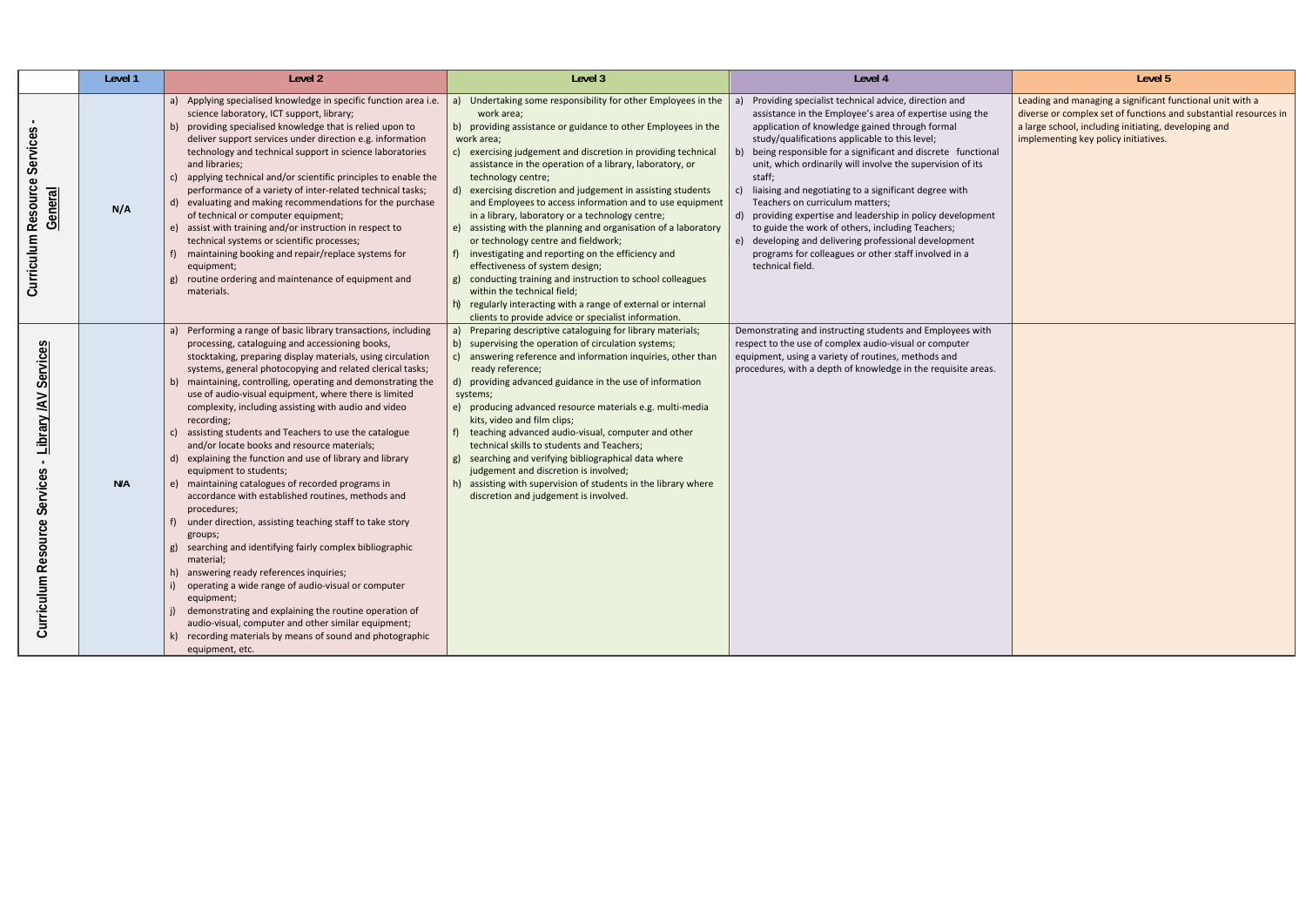| | Level 1 | Level 2 | Level 3 | Level 4 | Level 5 |
|---|---|---|---|---|---|
| **Curriculum Resource Services - General** | N/A | a) Applying specialised knowledge in specific function area i.e. science laboratory, ICT support, library;<br>b) providing specialised knowledge that is relied upon to deliver support services under direction e.g. information technology and technical support in science laboratories and libraries;<br>c) applying technical and/or scientific principles to enable the performance of a variety of inter-related technical tasks;<br>d) evaluating and making recommendations for the purchase of technical or computer equipment;<br>e) assist with training and/or instruction in respect to technical systems or scientific processes;<br>f) maintaining booking and repair/replace systems for equipment;<br>g) routine ordering and maintenance of equipment and materials. | a) Undertaking some responsibility for other Employees in the work area;<br>b) providing assistance or guidance to other Employees in the work area;<br>c) exercising judgement and discretion in providing technical assistance in the operation of a library, laboratory, or technology centre;<br>d) exercising discretion and judgement in assisting students and Employees to access information and to use equipment in a library, laboratory or a technology centre;<br>e) assisting with the planning and organisation of a laboratory or technology centre and fieldwork;<br>f) investigating and reporting on the efficiency and effectiveness of system design;<br>g) conducting training and instruction to school colleagues within the technical field;<br>h) regularly interacting with a range of external or internal clients to provide advice or specialist information. | a) Providing specialist technical advice, direction and assistance in the Employee's area of expertise using the application of knowledge gained through formal study/qualifications applicable to this level;<br>b) being responsible for a significant and discrete functional unit, which ordinarily will involve the supervision of its staff;<br>c) liaising and negotiating to a significant degree with Teachers on curriculum matters;<br>d) providing expertise and leadership in policy development to guide the work of others, including Teachers;<br>e) developing and delivering professional development programs for colleagues or other staff involved in a technical field. | Leading and managing a significant functional unit with a diverse or complex set of functions and substantial resources in a large school, including initiating, developing and implementing key policy initiatives. |
| **Curriculum Resource Services - Library /AV Services** | N/A | a) Performing a range of basic library transactions, including processing, cataloguing and accessioning books, stocktaking, preparing display materials, using circulation systems, general photocopying and related clerical tasks;<br>b) maintaining, controlling, operating and demonstrating the use of audio-visual equipment, where there is limited complexity, including assisting with audio and video recording;<br>c) assisting students and Teachers to use the catalogue and/or locate books and resource materials;<br>d) explaining the function and use of library and library equipment to students;<br>e) maintaining catalogues of recorded programs in accordance with established routines, methods and procedures;<br>f) under direction, assisting teaching staff to take story groups;<br>g) searching and identifying fairly complex bibliographic material;<br>h) answering ready references inquiries;<br>i) operating a wide range of audio-visual or computer equipment;<br>j) demonstrating and explaining the routine operation of audio-visual, computer and other similar equipment;<br>k) recording materials by means of sound and photographic equipment, etc. | a) Preparing descriptive cataloguing for library materials;<br>b) supervising the operation of circulation systems;<br>c) answering reference and information inquiries, other than ready reference;<br>d) providing advanced guidance in the use of information systems;<br>e) producing advanced resource materials e.g. multi-media kits, video and film clips;<br>f) teaching advanced audio-visual, computer and other technical skills to students and Teachers;<br>g) searching and verifying bibliographical data where judgement and discretion is involved;<br>h) assisting with supervision of students in the library where discretion and judgement is involved. | Demonstrating and instructing students and Employees with respect to the use of complex audio-visual or computer equipment, using a variety of routines, methods and procedures, with a depth of knowledge in the requisite areas. | |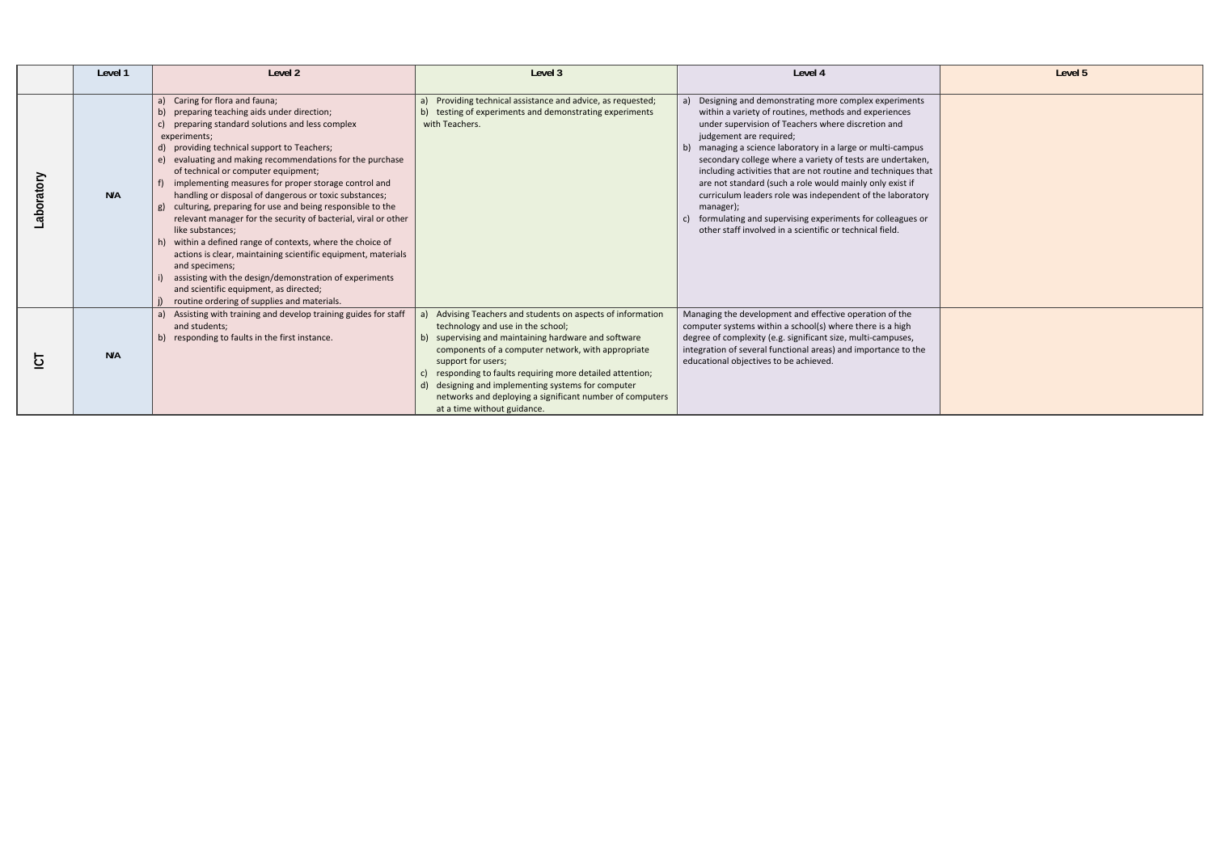| | Level 1 | Level 2 | Level 3 | Level 4 | Level 5 |
|---|---|---|---|---|---|
| Laboratory | N/A | a) Caring for flora and fauna;<br>b) preparing teaching aids under direction;<br>c) preparing standard solutions and less complex experiments;<br>d) providing technical support to Teachers;<br>e) evaluating and making recommendations for the purchase of technical or computer equipment;<br>f) implementing measures for proper storage control and handling or disposal of dangerous or toxic substances;<br>g) culturing, preparing for use and being responsible to the relevant manager for the security of bacterial, viral or other like substances;<br>h) within a defined range of contexts, where the choice of actions is clear, maintaining scientific equipment, materials and specimens;<br>i) assisting with the design/demonstration of experiments and scientific equipment, as directed;<br>j) routine ordering of supplies and materials. | a) Providing technical assistance and advice, as requested;<br>b) testing of experiments and demonstrating experiments with Teachers. | a) Designing and demonstrating more complex experiments within a variety of routines, methods and experiences under supervision of Teachers where discretion and judgement are required;<br>b) managing a science laboratory in a large or multi-campus secondary college where a variety of tests are undertaken, including activities that are not routine and techniques that are not standard (such a role would mainly only exist if curriculum leaders role was independent of the laboratory manager);<br>c) formulating and supervising experiments for colleagues or other staff involved in a scientific or technical field. | |
| ICT | N/A | a) Assisting with training and develop training guides for staff and students;<br>b) responding to faults in the first instance. | a) Advising Teachers and students on aspects of information technology and use in the school;<br>b) supervising and maintaining hardware and software components of a computer network, with appropriate support for users;<br>c) responding to faults requiring more detailed attention;<br>d) designing and implementing systems for computer networks and deploying a significant number of computers at a time without guidance. | Managing the development and effective operation of the computer systems within a school(s) where there is a high degree of complexity (e.g. significant size, multi-campuses, integration of several functional areas) and importance to the educational objectives to be achieved. | |